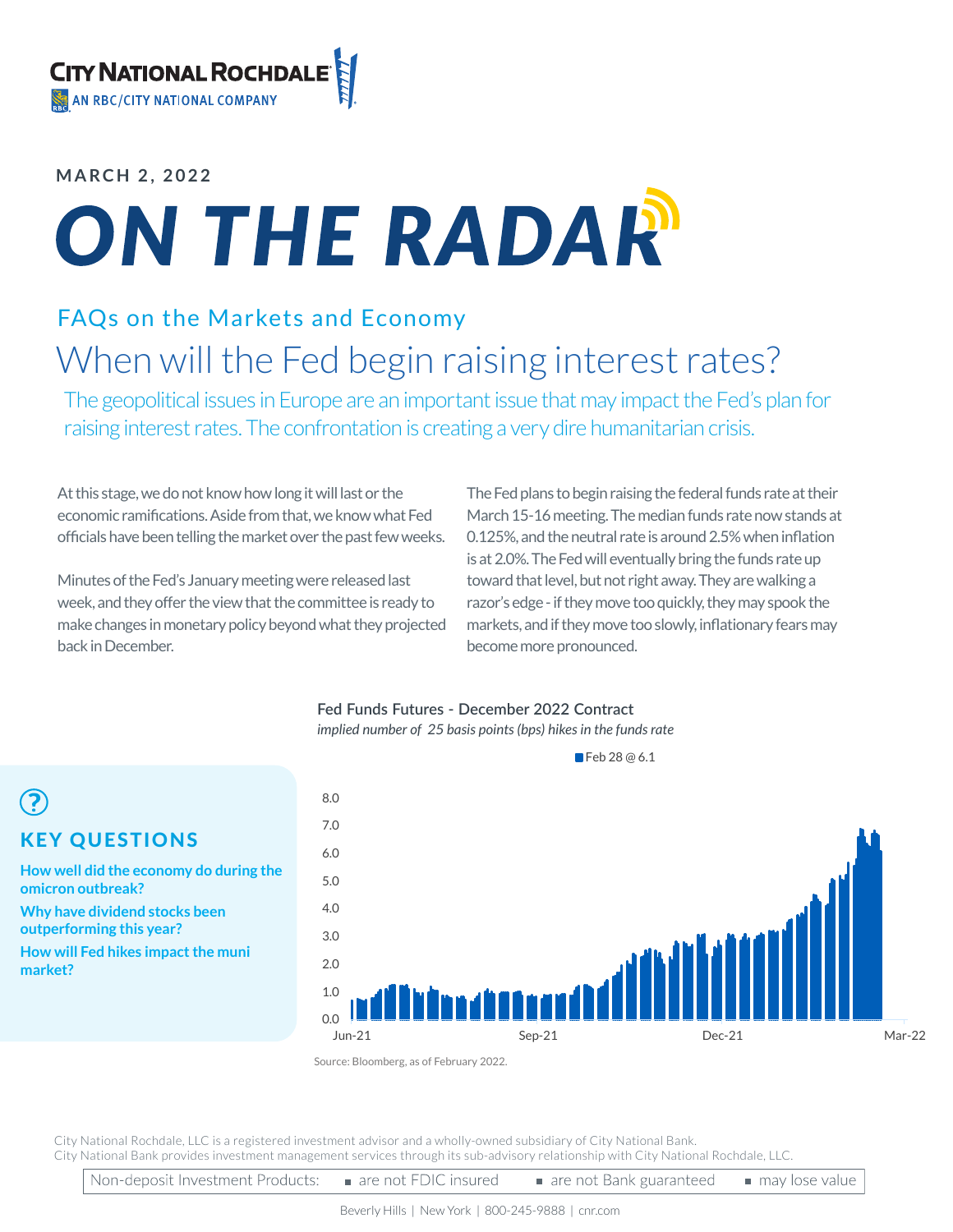CITY NATIONAL ROCHDALE
AN RBC/CITY NATIONAL COMPANY

MARCH 2, 2022

# ON THE RADAR

## FAQs on the Markets and Economy

# When will the Fed begin raising interest rates?

The geopolitical issues in Europe are an important issue that may impact the Fed's plan for raising interest rates. The confrontation is creating a very dire humanitarian crisis.

At this stage, we do not know how long it will last or the economic ramifications. Aside from that, we know what Fed officials have been telling the market over the past few weeks.

Minutes of the Fed's January meeting were released last week, and they offer the view that the committee is ready to make changes in monetary policy beyond what they projected back in December.

The Fed plans to begin raising the federal funds rate at their March 15-16 meeting. The median funds rate now stands at 0.125%, and the neutral rate is around 2.5% when inflation is at 2.0%. The Fed will eventually bring the funds rate up toward that level, but not right away. They are walking a razor's edge - if they move too quickly, they may spook the markets, and if they move too slowly, inflationary fears may become more pronounced.

**Fed Funds Futures - December 2022 Contract**

*implied number of 25 basis points (bps) hikes in the funds rate*

Feb 28 @ 6.1

Source: Bloomberg, as of February 2022.

### KEY QUESTIONS

**How well did the economy do during the omicron outbreak?**

**Why have dividend stocks been outperforming this year?**

**How will Fed hikes impact the muni market?**

City National Rochdale, LLC is a registered investment advisor and a wholly-owned subsidiary of City National Bank.
City National Bank provides investment management services through its sub-advisory relationship with City National Rochdale, LLC.

Non-deposit Investment Products: ▪ are not FDIC insured ▪ are not Bank guaranteed ▪ may lose value

Beverly Hills | New York | 800-245-9888 | cnr.com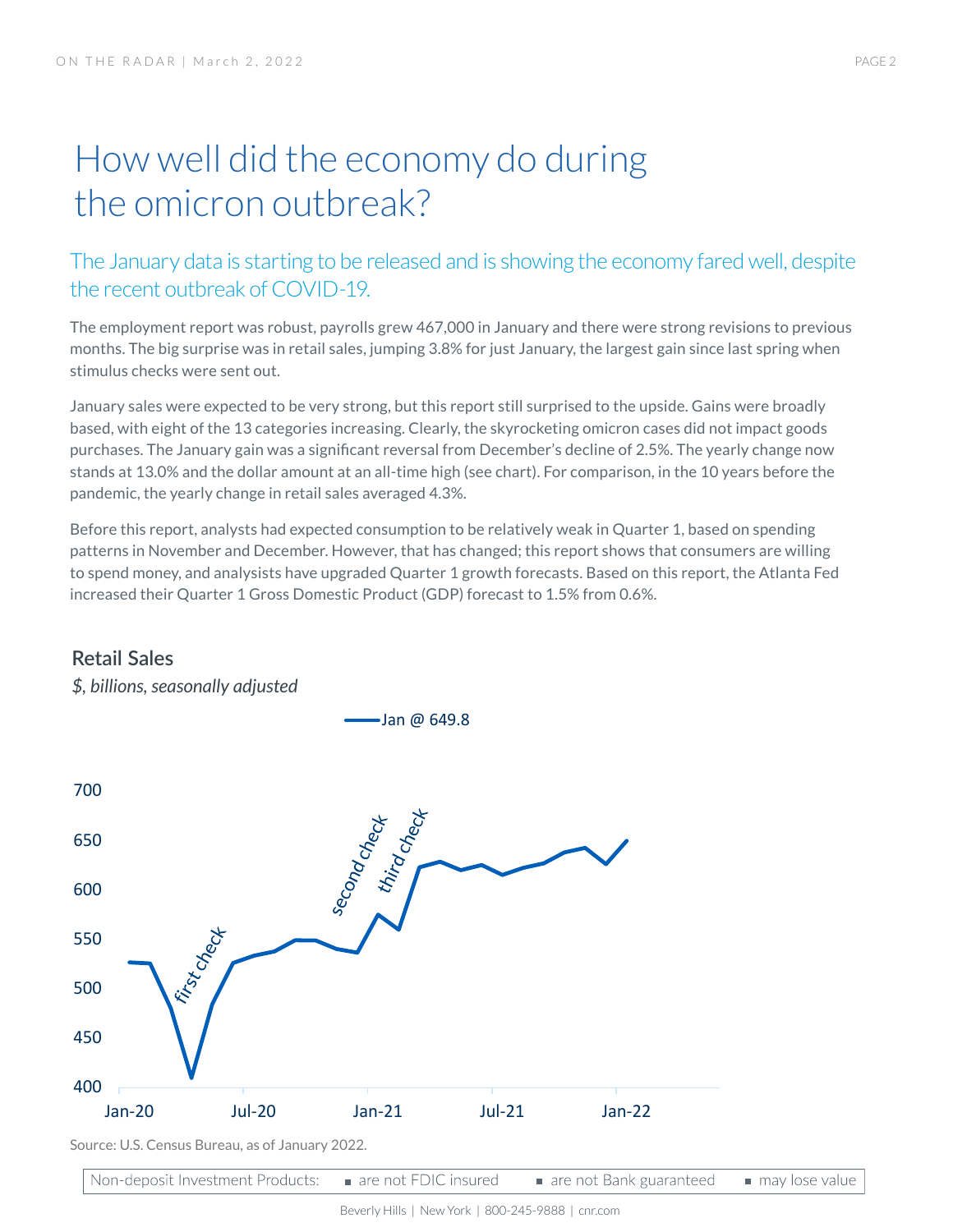# How well did the economy do during the omicron outbreak?

## The January data is starting to be released and is showing the economy fared well, despite the recent outbreak of COVID-19.

The employment report was robust, payrolls grew 467,000 in January and there were strong revisions to previous months. The big surprise was in retail sales, jumping 3.8% for just January, the largest gain since last spring when stimulus checks were sent out.

January sales were expected to be very strong, but this report still surprised to the upside. Gains were broadly based, with eight of the 13 categories increasing. Clearly, the skyrocketing omicron cases did not impact goods purchases. The January gain was a significant reversal from December's decline of 2.5%. The yearly change now stands at 13.0% and the dollar amount at an all-time high (see chart). For comparison, in the 10 years before the pandemic, the yearly change in retail sales averaged 4.3%.

Before this report, analysts had expected consumption to be relatively weak in Quarter 1, based on spending patterns in November and December. However, that has changed; this report shows that consumers are willing to spend money, and analysts have upgraded Quarter 1 growth forecasts. Based on this report, the Atlanta Fed increased their Quarter 1 Gross Domestic Product (GDP) forecast to 1.5% from 0.6%.

**Retail Sales**

*$, billions, seasonally adjusted*

Jan @ 649.8

Source: U.S. Census Bureau, as of January 2022.

Non-deposit Investment Products: ▪ are not FDIC insured ▪ are not Bank guaranteed ▪ may lose value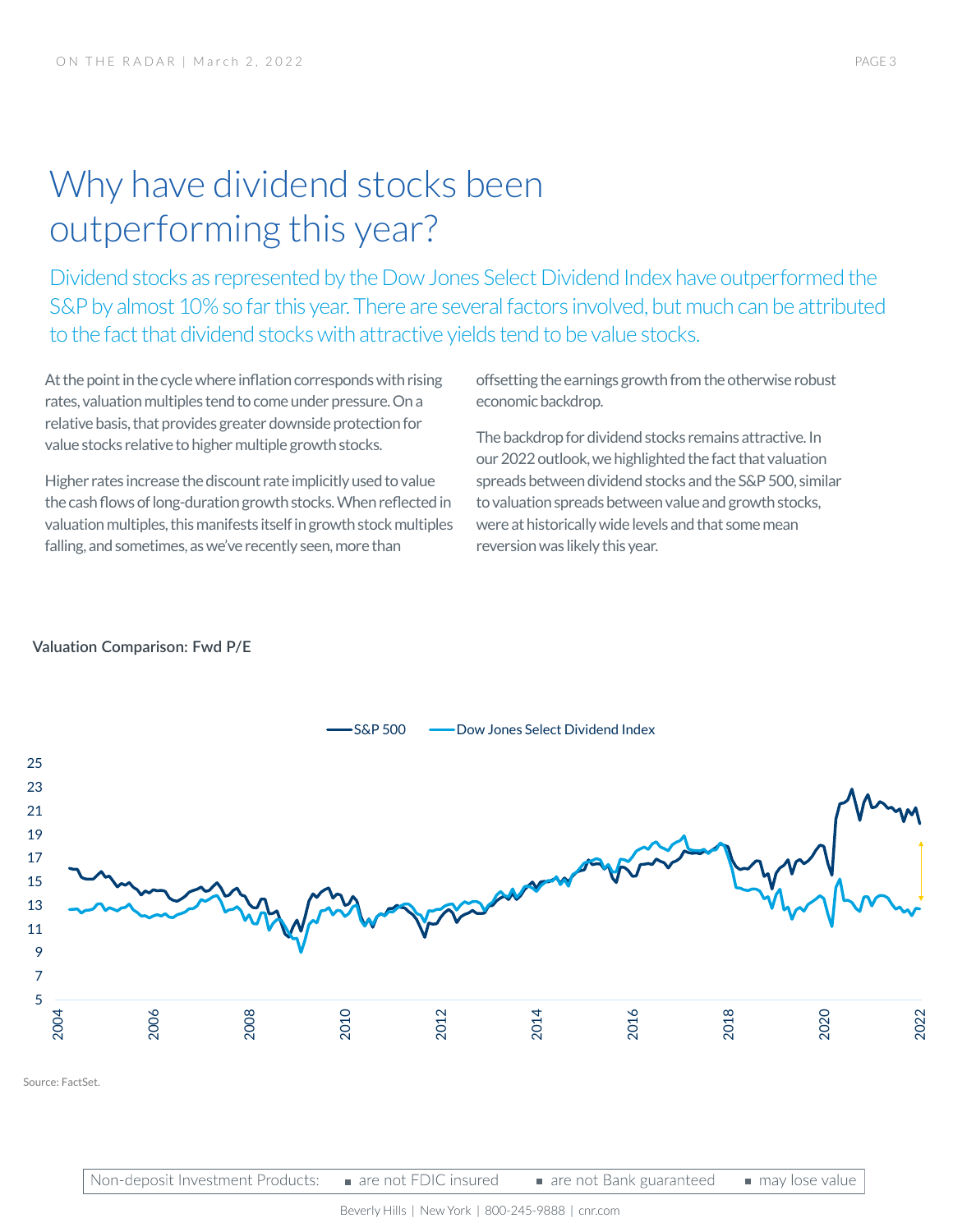# Why have dividend stocks been outperforming this year?

Dividend stocks as represented by the Dow Jones Select Dividend Index have outperformed the S&P by almost 10% so far this year. There are several factors involved, but much can be attributed to the fact that dividend stocks with attractive yields tend to be value stocks.

At the point in the cycle where inflation corresponds with rising rates, valuation multiples tend to come under pressure. On a relative basis, that provides greater downside protection for value stocks relative to higher multiple growth stocks.

Higher rates increase the discount rate implicitly used to value the cash flows of long-duration growth stocks. When reflected in valuation multiples, this manifests itself in growth stock multiples falling, and sometimes, as we've recently seen, more than offsetting the earnings growth from the otherwise robust economic backdrop.

The backdrop for dividend stocks remains attractive. In our 2022 outlook, we highlighted the fact that valuation spreads between dividend stocks and the S&P 500, similar to valuation spreads between value and growth stocks, were at historically wide levels and that some mean reversion was likely this year.

**Valuation Comparison: Fwd P/E**

Source: FactSet.

Non-deposit Investment Products: ▪ are not FDIC insured ▪ are not Bank guaranteed ▪ may lose value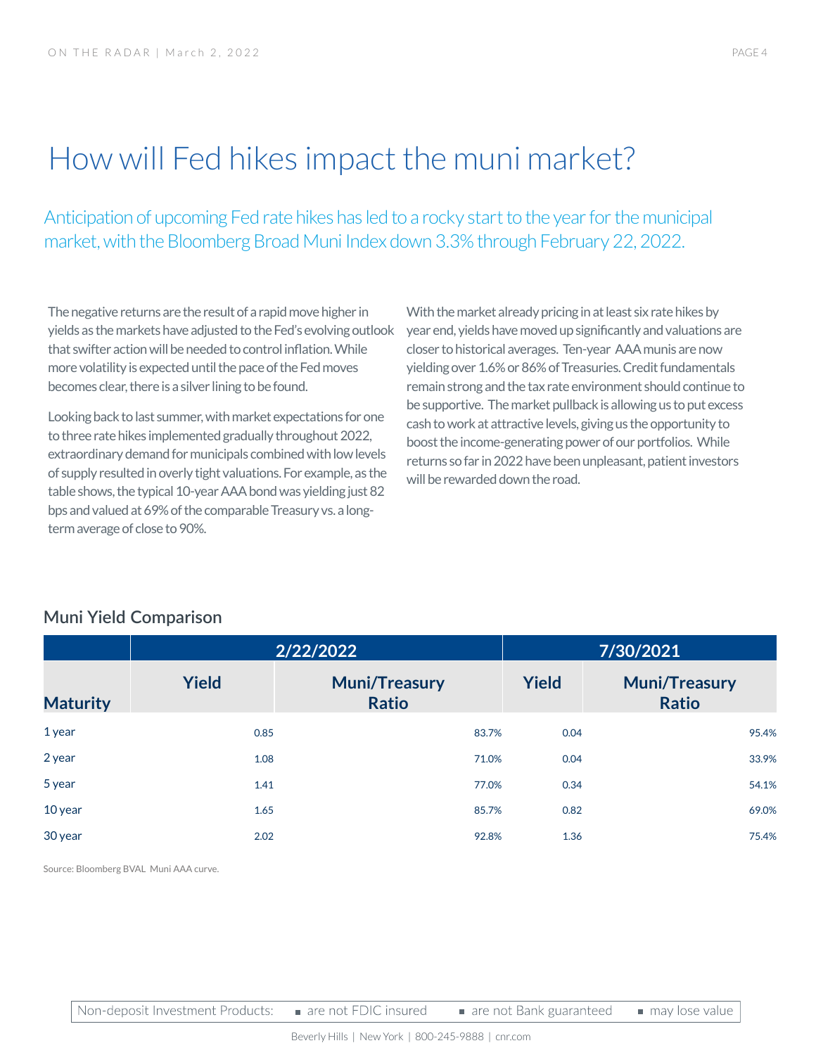# How will Fed hikes impact the muni market?

Anticipation of upcoming Fed rate hikes has led to a rocky start to the year for the municipal market, with the Bloomberg Broad Muni Index down 3.3% through February 22, 2022.

The negative returns are the result of a rapid move higher in yields as the markets have adjusted to the Fed's evolving outlook that swifter action will be needed to control inflation. While more volatility is expected until the pace of the Fed moves becomes clear, there is a silver lining to be found.

Looking back to last summer, with market expectations for one to three rate hikes implemented gradually throughout 2022, extraordinary demand for municipals combined with low levels of supply resulted in overly tight valuations. For example, as the table shows, the typical 10-year AAA bond was yielding just 82 bps and valued at 69% of the comparable Treasury vs. a long-term average of close to 90%.

With the market already pricing in at least six rate hikes by year end, yields have moved up significantly and valuations are closer to historical averages. Ten-year AAA munis are now yielding over 1.6% or 86% of Treasuries. Credit fundamentals remain strong and the tax rate environment should continue to be supportive. The market pullback is allowing us to put excess cash to work at attractive levels, giving us the opportunity to boost the income-generating power of our portfolios. While returns so far in 2022 have been unpleasant, patient investors will be rewarded down the road.

## Muni Yield Comparison

| | 2/22/2022 | | 7/30/2021 | |
|---|---|---|---|---|
| **Maturity** | **Yield** | **Muni/Treasury Ratio** | **Yield** | **Muni/Treasury Ratio** |
| 1 year | 0.85 | 83.7% | 0.04 | 95.4% |
| 2 year | 1.08 | 71.0% | 0.04 | 33.9% |
| 5 year | 1.41 | 77.0% | 0.34 | 54.1% |
| 10 year | 1.65 | 85.7% | 0.82 | 69.0% |
| 30 year | 2.02 | 92.8% | 1.36 | 75.4% |

Source: Bloomberg BVAL Muni AAA curve.

Non-deposit Investment Products: ■ are not FDIC insured ■ are not Bank guaranteed ■ may lose value

Beverly Hills | New York | 800-245-9888 | cnr.com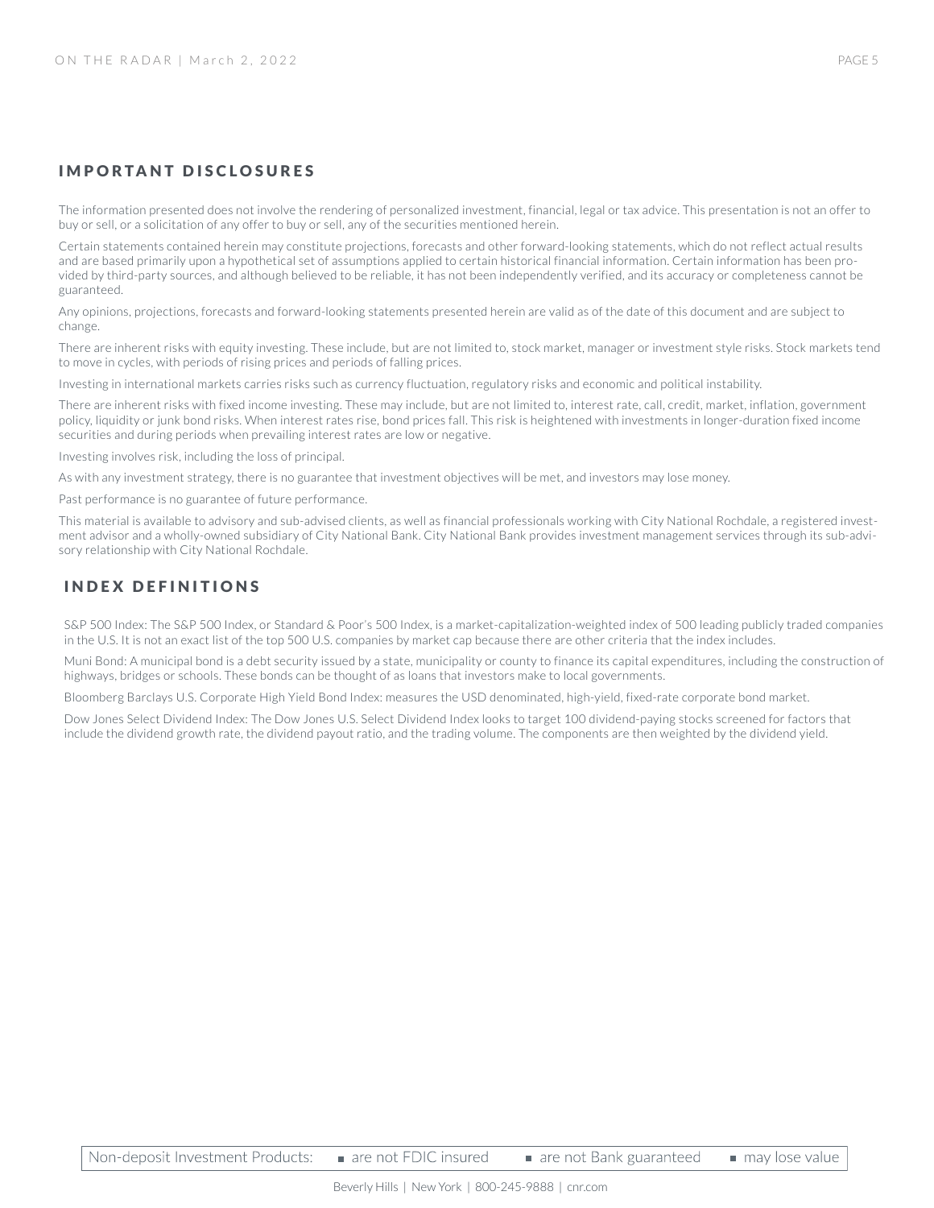## IMPORTANT DISCLOSURES

The information presented does not involve the rendering of personalized investment, financial, legal or tax advice. This presentation is not an offer to buy or sell, or a solicitation of any offer to buy or sell, any of the securities mentioned herein.

Certain statements contained herein may constitute projections, forecasts and other forward-looking statements, which do not reflect actual results and are based primarily upon a hypothetical set of assumptions applied to certain historical financial information. Certain information has been provided by third-party sources, and although believed to be reliable, it has not been independently verified, and its accuracy or completeness cannot be guaranteed.

Any opinions, projections, forecasts and forward-looking statements presented herein are valid as of the date of this document and are subject to change.

There are inherent risks with equity investing. These include, but are not limited to, stock market, manager or investment style risks. Stock markets tend to move in cycles, with periods of rising prices and periods of falling prices.

Investing in international markets carries risks such as currency fluctuation, regulatory risks and economic and political instability.

There are inherent risks with fixed income investing. These may include, but are not limited to, interest rate, call, credit, market, inflation, government policy, liquidity or junk bond risks. When interest rates rise, bond prices fall. This risk is heightened with investments in longer-duration fixed income securities and during periods when prevailing interest rates are low or negative.

Investing involves risk, including the loss of principal.

As with any investment strategy, there is no guarantee that investment objectives will be met, and investors may lose money.

Past performance is no guarantee of future performance.

This material is available to advisory and sub-advised clients, as well as financial professionals working with City National Rochdale, a registered investment advisor and a wholly-owned subsidiary of City National Bank. City National Bank provides investment management services through its sub-advisory relationship with City National Rochdale.

## INDEX DEFINITIONS

S&P 500 Index: The S&P 500 Index, or Standard & Poor's 500 Index, is a market-capitalization-weighted index of 500 leading publicly traded companies in the U.S. It is not an exact list of the top 500 U.S. companies by market cap because there are other criteria that the index includes.

Muni Bond: A municipal bond is a debt security issued by a state, municipality or county to finance its capital expenditures, including the construction of highways, bridges or schools. These bonds can be thought of as loans that investors make to local governments.

Bloomberg Barclays U.S. Corporate High Yield Bond Index: measures the USD denominated, high-yield, fixed-rate corporate bond market.

Dow Jones Select Dividend Index: The Dow Jones U.S. Select Dividend Index looks to target 100 dividend-paying stocks screened for factors that include the dividend growth rate, the dividend payout ratio, and the trading volume. The components are then weighted by the dividend yield.

Non-deposit Investment Products: ■ are not FDIC insured ■ are not Bank guaranteed ■ may lose value

Beverly Hills | New York | 800-245-9888 | cnr.com